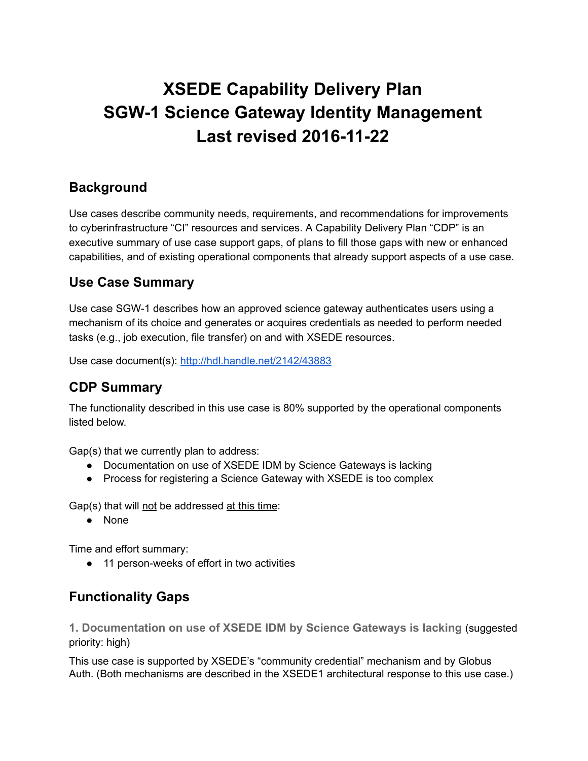# XSEDE Capability Delivery Plan
# SGW-1 Science Gateway Identity Management
# Last revised 2016-11-22

## Background

Use cases describe community needs, requirements, and recommendations for improvements to cyberinfrastructure "CI" resources and services. A Capability Delivery Plan "CDP" is an executive summary of use case support gaps, of plans to fill those gaps with new or enhanced capabilities, and of existing operational components that already support aspects of a use case.

## Use Case Summary

Use case SGW-1 describes how an approved science gateway authenticates users using a mechanism of its choice and generates or acquires credentials as needed to perform needed tasks (e.g., job execution, file transfer) on and with XSEDE resources.

Use case document(s): [http://hdl.handle.net/2142/43883](http://hdl.handle.net/2142/43883)

## CDP Summary

The functionality described in this use case is 80% supported by the operational components listed below.

Gap(s) that we currently plan to address:

- Documentation on use of XSEDE IDM by Science Gateways is lacking
- Process for registering a Science Gateway with XSEDE is too complex

Gap(s) that will <u>not</u> be addressed <u>at this time</u>:

- None

Time and effort summary:

- 11 person-weeks of effort in two activities

## Functionality Gaps

### 1. Documentation on use of XSEDE IDM by Science Gateways is lacking (suggested priority: high)

This use case is supported by XSEDE's "community credential" mechanism and by Globus Auth. (Both mechanisms are described in the XSEDE1 architectural response to this use case.)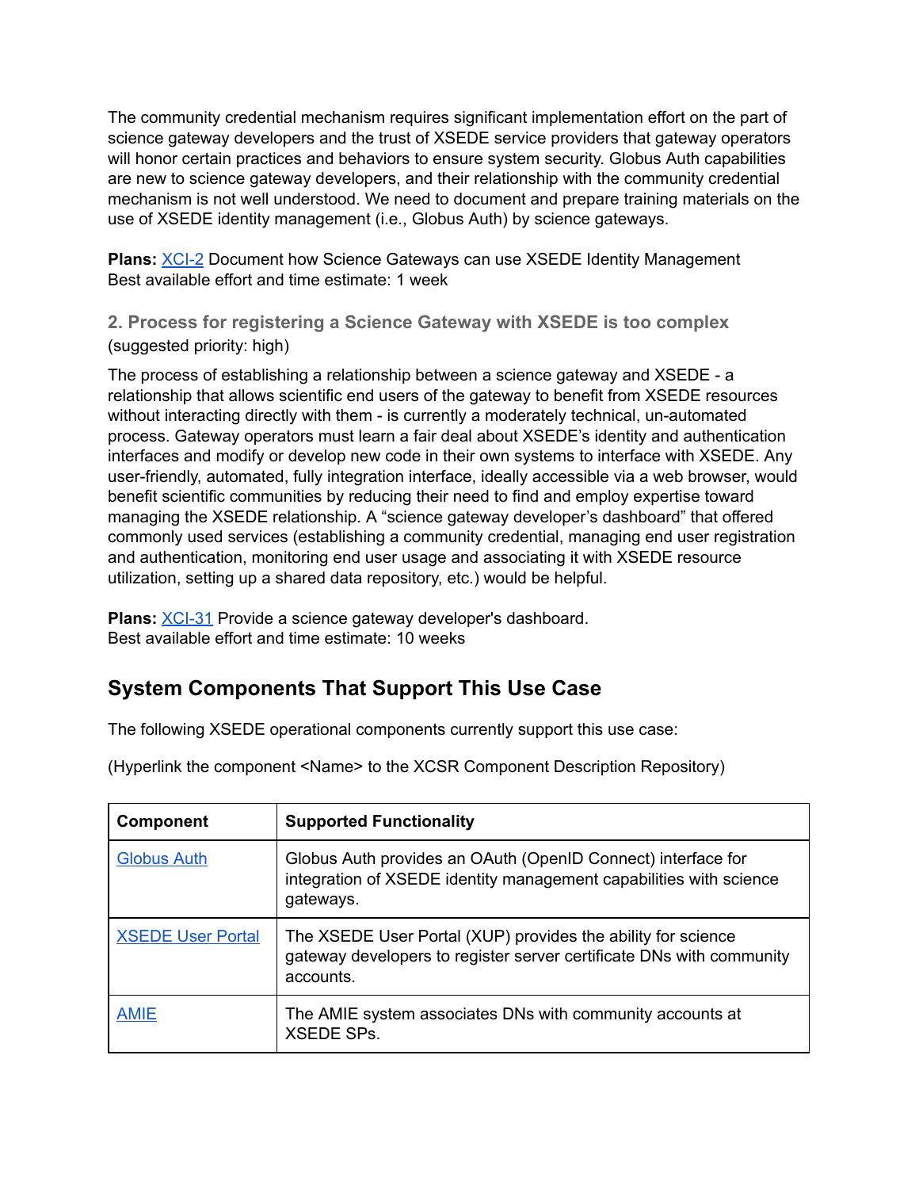The community credential mechanism requires significant implementation effort on the part of science gateway developers and the trust of XSEDE service providers that gateway operators will honor certain practices and behaviors to ensure system security. Globus Auth capabilities are new to science gateway developers, and their relationship with the community credential mechanism is not well understood. We need to document and prepare training materials on the use of XSEDE identity management (i.e., Globus Auth) by science gateways.

**Plans:** XCI-2 Document how Science Gateways can use XSEDE Identity Management
Best available effort and time estimate: 1 week

### 2. Process for registering a Science Gateway with XSEDE is too complex

(suggested priority: high)

The process of establishing a relationship between a science gateway and XSEDE - a relationship that allows scientific end users of the gateway to benefit from XSEDE resources without interacting directly with them - is currently a moderately technical, un-automated process. Gateway operators must learn a fair deal about XSEDE's identity and authentication interfaces and modify or develop new code in their own systems to interface with XSEDE. Any user-friendly, automated, fully integration interface, ideally accessible via a web browser, would benefit scientific communities by reducing their need to find and employ expertise toward managing the XSEDE relationship. A "science gateway developer's dashboard" that offered commonly used services (establishing a community credential, managing end user registration and authentication, monitoring end user usage and associating it with XSEDE resource utilization, setting up a shared data repository, etc.) would be helpful.

**Plans:** XCI-31 Provide a science gateway developer's dashboard.
Best available effort and time estimate: 10 weeks

## System Components That Support This Use Case

The following XSEDE operational components currently support this use case:

(Hyperlink the component <Name> to the XCSR Component Description Repository)

| Component | Supported Functionality |
|---|---|
| Globus Auth | Globus Auth provides an OAuth (OpenID Connect) interface for integration of XSEDE identity management capabilities with science gateways. |
| XSEDE User Portal | The XSEDE User Portal (XUP) provides the ability for science gateway developers to register server certificate DNs with community accounts. |
| AMIE | The AMIE system associates DNs with community accounts at XSEDE SPs. |